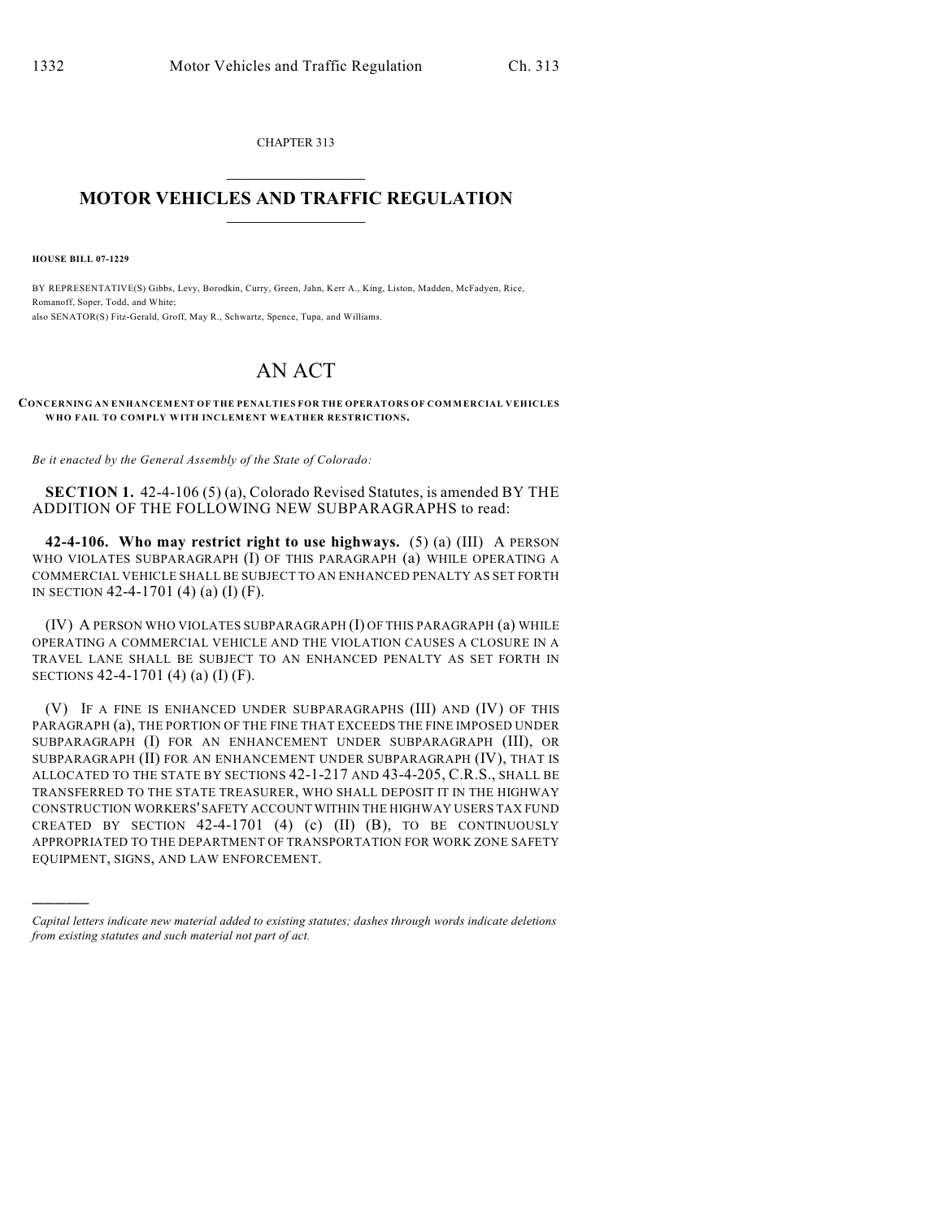CHAPTER 313

# MOTOR VEHICLES AND TRAFFIC REGULATION

**HOUSE BILL 07-1229**

BY REPRESENTATIVE(S) Gibbs, Levy, Borodkin, Curry, Green, Jahn, Kerr A., King, Liston, Madden, McFadyen, Rice, Romanoff, Soper, Todd, and White;
also SENATOR(S) Fitz-Gerald, Groff, May R., Schwartz, Spence, Tupa, and Williams.

# AN ACT

**CONCERNING AN ENHANCEMENT OF THE PENALTIES FOR THE OPERATORS OF COMMERCIAL VEHICLES WHO FAIL TO COMPLY WITH INCLEMENT WEATHER RESTRICTIONS.**

*Be it enacted by the General Assembly of the State of Colorado:*

**SECTION 1.** 42-4-106 (5) (a), Colorado Revised Statutes, is amended BY THE ADDITION OF THE FOLLOWING NEW SUBPARAGRAPHS to read:

**42-4-106. Who may restrict right to use highways.** (5) (a) (III) A PERSON WHO VIOLATES SUBPARAGRAPH (I) OF THIS PARAGRAPH (a) WHILE OPERATING A COMMERCIAL VEHICLE SHALL BE SUBJECT TO AN ENHANCED PENALTY AS SET FORTH IN SECTION 42-4-1701 (4) (a) (I) (F).

(IV) A PERSON WHO VIOLATES SUBPARAGRAPH (I) OF THIS PARAGRAPH (a) WHILE OPERATING A COMMERCIAL VEHICLE AND THE VIOLATION CAUSES A CLOSURE IN A TRAVEL LANE SHALL BE SUBJECT TO AN ENHANCED PENALTY AS SET FORTH IN SECTIONS 42-4-1701 (4) (a) (I) (F).

(V) IF A FINE IS ENHANCED UNDER SUBPARAGRAPHS (III) AND (IV) OF THIS PARAGRAPH (a), THE PORTION OF THE FINE THAT EXCEEDS THE FINE IMPOSED UNDER SUBPARAGRAPH (I) FOR AN ENHANCEMENT UNDER SUBPARAGRAPH (III), OR SUBPARAGRAPH (II) FOR AN ENHANCEMENT UNDER SUBPARAGRAPH (IV), THAT IS ALLOCATED TO THE STATE BY SECTIONS 42-1-217 AND 43-4-205, C.R.S., SHALL BE TRANSFERRED TO THE STATE TREASURER, WHO SHALL DEPOSIT IT IN THE HIGHWAY CONSTRUCTION WORKERS' SAFETY ACCOUNT WITHIN THE HIGHWAY USERS TAX FUND CREATED BY SECTION 42-4-1701 (4) (c) (II) (B), TO BE CONTINUOUSLY APPROPRIATED TO THE DEPARTMENT OF TRANSPORTATION FOR WORK ZONE SAFETY EQUIPMENT, SIGNS, AND LAW ENFORCEMENT.

————

*Capital letters indicate new material added to existing statutes; dashes through words indicate deletions from existing statutes and such material not part of act.*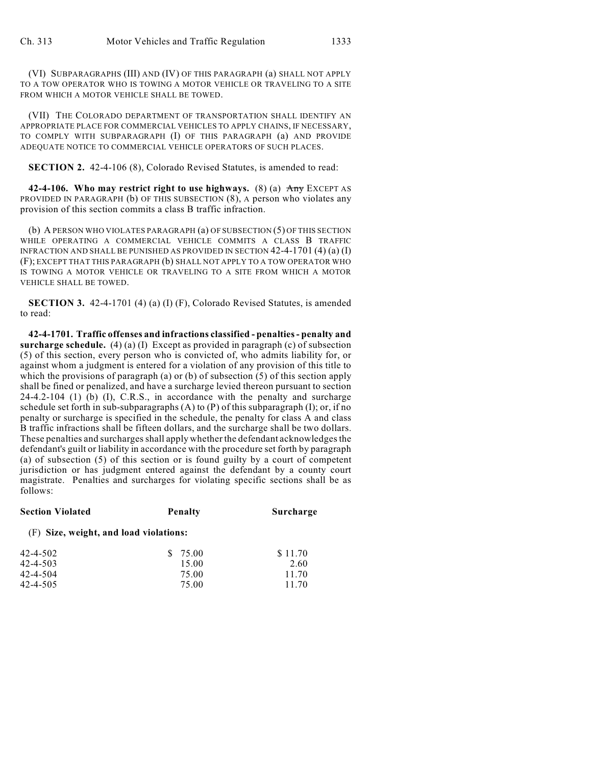(VI) SUBPARAGRAPHS (III) AND (IV) OF THIS PARAGRAPH (a) SHALL NOT APPLY TO A TOW OPERATOR WHO IS TOWING A MOTOR VEHICLE OR TRAVELING TO A SITE FROM WHICH A MOTOR VEHICLE SHALL BE TOWED.

(VII) THE COLORADO DEPARTMENT OF TRANSPORTATION SHALL IDENTIFY AN APPROPRIATE PLACE FOR COMMERCIAL VEHICLES TO APPLY CHAINS, IF NECESSARY, TO COMPLY WITH SUBPARAGRAPH (I) OF THIS PARAGRAPH (a) AND PROVIDE ADEQUATE NOTICE TO COMMERCIAL VEHICLE OPERATORS OF SUCH PLACES.

**SECTION 2.** 42-4-106 (8), Colorado Revised Statutes, is amended to read:

**42-4-106. Who may restrict right to use highways.** (8) (a) ~~Any~~ EXCEPT AS PROVIDED IN PARAGRAPH (b) OF THIS SUBSECTION (8), A person who violates any provision of this section commits a class B traffic infraction.

(b) A PERSON WHO VIOLATES PARAGRAPH (a) OF SUBSECTION (5) OF THIS SECTION WHILE OPERATING A COMMERCIAL VEHICLE COMMITS A CLASS B TRAFFIC INFRACTION AND SHALL BE PUNISHED AS PROVIDED IN SECTION 42-4-1701 (4) (a) (I) (F); EXCEPT THAT THIS PARAGRAPH (b) SHALL NOT APPLY TO A TOW OPERATOR WHO IS TOWING A MOTOR VEHICLE OR TRAVELING TO A SITE FROM WHICH A MOTOR VEHICLE SHALL BE TOWED.

**SECTION 3.** 42-4-1701 (4) (a) (I) (F), Colorado Revised Statutes, is amended to read:

**42-4-1701. Traffic offenses and infractions classified - penalties - penalty and surcharge schedule.** (4) (a) (I) Except as provided in paragraph (c) of subsection (5) of this section, every person who is convicted of, who admits liability for, or against whom a judgment is entered for a violation of any provision of this title to which the provisions of paragraph (a) or (b) of subsection (5) of this section apply shall be fined or penalized, and have a surcharge levied thereon pursuant to section 24-4.2-104 (1) (b) (I), C.R.S., in accordance with the penalty and surcharge schedule set forth in sub-subparagraphs (A) to (P) of this subparagraph (I); or, if no penalty or surcharge is specified in the schedule, the penalty for class A and class B traffic infractions shall be fifteen dollars, and the surcharge shall be two dollars. These penalties and surcharges shall apply whether the defendant acknowledges the defendant's guilt or liability in accordance with the procedure set forth by paragraph (a) of subsection (5) of this section or is found guilty by a court of competent jurisdiction or has judgment entered against the defendant by a county court magistrate. Penalties and surcharges for violating specific sections shall be as follows:

| **Section Violated** | **Penalty** | **Surcharge** |
|---|---|---|
| (F) **Size, weight, and load violations:** | | |
| 42-4-502 | $ 75.00 | $ 11.70 |
| 42-4-503 | 15.00 | 2.60 |
| 42-4-504 | 75.00 | 11.70 |
| 42-4-505 | 75.00 | 11.70 |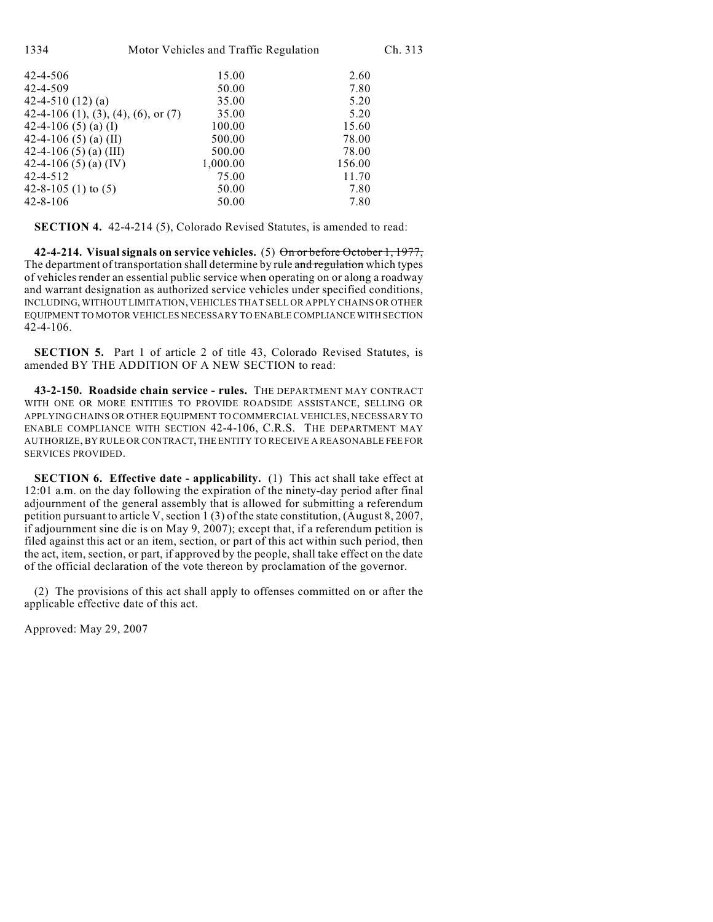| | | |
|---|---|---|
| 42-4-506 | 15.00 | 2.60 |
| 42-4-509 | 50.00 | 7.80 |
| 42-4-510 (12) (a) | 35.00 | 5.20 |
| 42-4-106 (1), (3), (4), (6), or (7) | 35.00 | 5.20 |
| 42-4-106 (5) (a) (I) | 100.00 | 15.60 |
| 42-4-106 (5) (a) (II) | 500.00 | 78.00 |
| 42-4-106 (5) (a) (III) | 500.00 | 78.00 |
| 42-4-106 (5) (a) (IV) | 1,000.00 | 156.00 |
| 42-4-512 | 75.00 | 11.70 |
| 42-8-105 (1) to (5) | 50.00 | 7.80 |
| 42-8-106 | 50.00 | 7.80 |

**SECTION 4.** 42-4-214 (5), Colorado Revised Statutes, is amended to read:

**42-4-214. Visual signals on service vehicles.** (5) ~~On or before October 1, 1977,~~ The department of transportation shall determine by rule ~~and regulation~~ which types of vehicles render an essential public service when operating on or along a roadway and warrant designation as authorized service vehicles under specified conditions, INCLUDING, WITHOUT LIMITATION, VEHICLES THAT SELL OR APPLY CHAINS OR OTHER EQUIPMENT TO MOTOR VEHICLES NECESSARY TO ENABLE COMPLIANCE WITH SECTION 42-4-106.

**SECTION 5.** Part 1 of article 2 of title 43, Colorado Revised Statutes, is amended BY THE ADDITION OF A NEW SECTION to read:

**43-2-150. Roadside chain service - rules.** THE DEPARTMENT MAY CONTRACT WITH ONE OR MORE ENTITIES TO PROVIDE ROADSIDE ASSISTANCE, SELLING OR APPLYING CHAINS OR OTHER EQUIPMENT TO COMMERCIAL VEHICLES, NECESSARY TO ENABLE COMPLIANCE WITH SECTION 42-4-106, C.R.S. THE DEPARTMENT MAY AUTHORIZE, BY RULE OR CONTRACT, THE ENTITY TO RECEIVE A REASONABLE FEE FOR SERVICES PROVIDED.

**SECTION 6. Effective date - applicability.** (1) This act shall take effect at 12:01 a.m. on the day following the expiration of the ninety-day period after final adjournment of the general assembly that is allowed for submitting a referendum petition pursuant to article V, section 1 (3) of the state constitution, (August 8, 2007, if adjournment sine die is on May 9, 2007); except that, if a referendum petition is filed against this act or an item, section, or part of this act within such period, then the act, item, section, or part, if approved by the people, shall take effect on the date of the official declaration of the vote thereon by proclamation of the governor.

(2) The provisions of this act shall apply to offenses committed on or after the applicable effective date of this act.

Approved: May 29, 2007